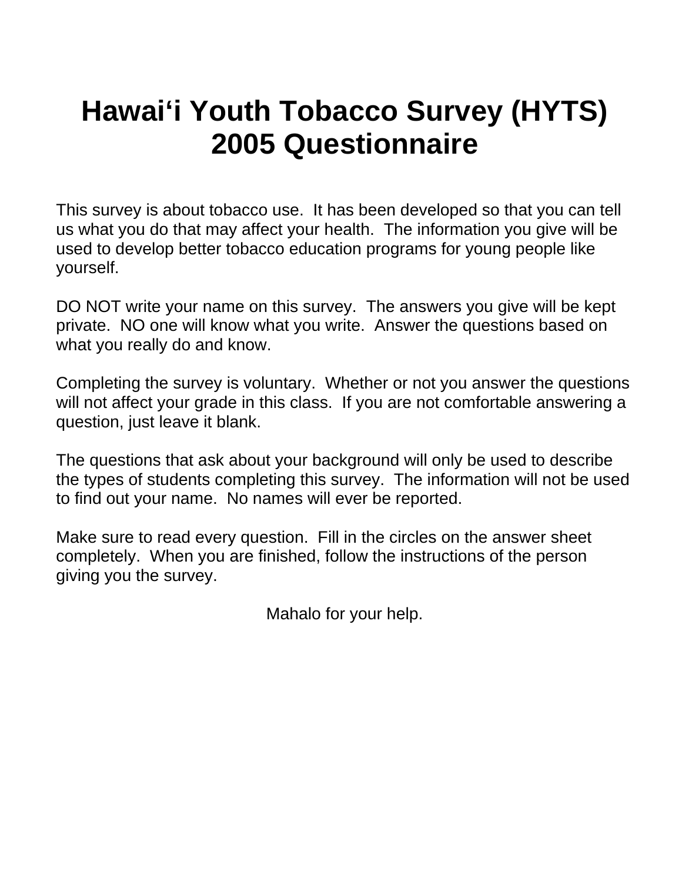# Hawai‘i Youth Tobacco Survey (HYTS) 2005 Questionnaire

This survey is about tobacco use. It has been developed so that you can tell us what you do that may affect your health. The information you give will be used to develop better tobacco education programs for young people like yourself.

DO NOT write your name on this survey. The answers you give will be kept private. NO one will know what you write. Answer the questions based on what you really do and know.

Completing the survey is voluntary. Whether or not you answer the questions will not affect your grade in this class. If you are not comfortable answering a question, just leave it blank.

The questions that ask about your background will only be used to describe the types of students completing this survey. The information will not be used to find out your name. No names will ever be reported.

Make sure to read every question. Fill in the circles on the answer sheet completely. When you are finished, follow the instructions of the person giving you the survey.

Mahalo for your help.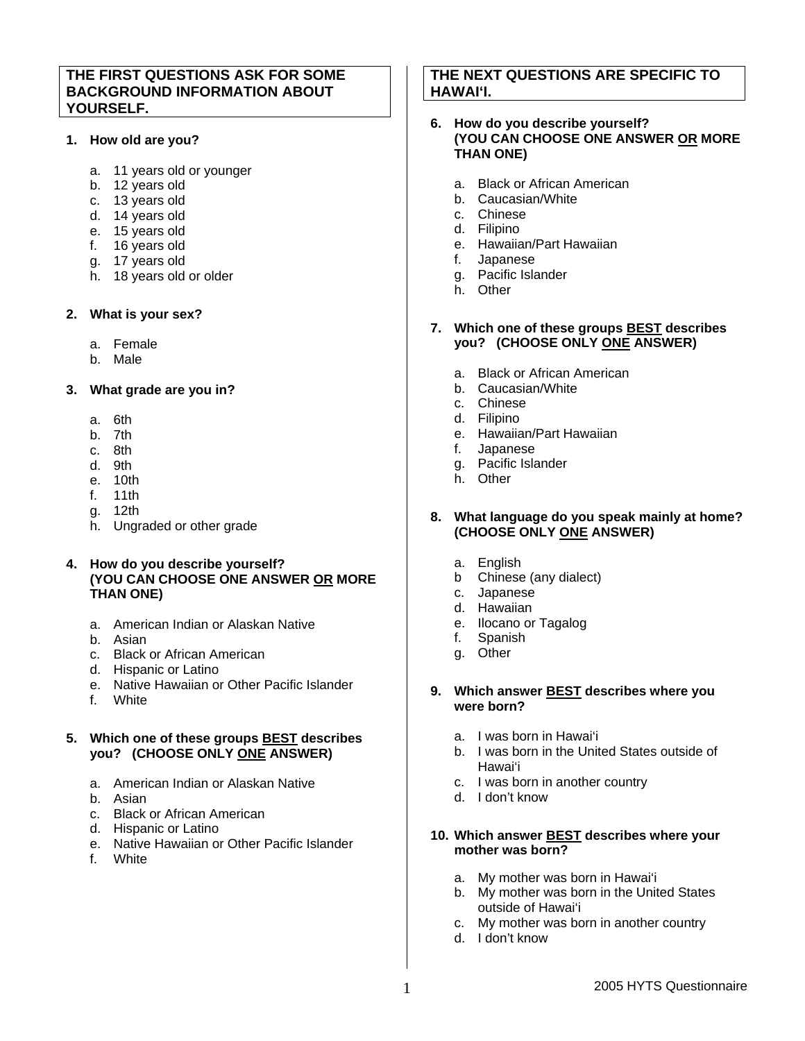**THE FIRST QUESTIONS ASK FOR SOME BACKGROUND INFORMATION ABOUT YOURSELF.**

**1. How old are you?**

a. 11 years old or younger
b. 12 years old
c. 13 years old
d. 14 years old
e. 15 years old
f. 16 years old
g. 17 years old
h. 18 years old or older

**2. What is your sex?**

a. Female
b. Male

**3. What grade are you in?**

a. 6th
b. 7th
c. 8th
d. 9th
e. 10th
f. 11th
g. 12th
h. Ungraded or other grade

**4. How do you describe yourself? (YOU CAN CHOOSE ONE ANSWER OR MORE THAN ONE)**

a. American Indian or Alaskan Native
b. Asian
c. Black or African American
d. Hispanic or Latino
e. Native Hawaiian or Other Pacific Islander
f. White

**5. Which one of these groups BEST describes you? (CHOOSE ONLY ONE ANSWER)**

a. American Indian or Alaskan Native
b. Asian
c. Black or African American
d. Hispanic or Latino
e. Native Hawaiian or Other Pacific Islander
f. White

**THE NEXT QUESTIONS ARE SPECIFIC TO HAWAI‘I.**

**6. How do you describe yourself? (YOU CAN CHOOSE ONE ANSWER OR MORE THAN ONE)**

a. Black or African American
b. Caucasian/White
c. Chinese
d. Filipino
e. Hawaiian/Part Hawaiian
f. Japanese
g. Pacific Islander
h. Other

**7. Which one of these groups BEST describes you? (CHOOSE ONLY ONE ANSWER)**

a. Black or African American
b. Caucasian/White
c. Chinese
d. Filipino
e. Hawaiian/Part Hawaiian
f. Japanese
g. Pacific Islander
h. Other

**8. What language do you speak mainly at home? (CHOOSE ONLY ONE ANSWER)**

a. English
b Chinese (any dialect)
c. Japanese
d. Hawaiian
e. Ilocano or Tagalog
f. Spanish
g. Other

**9. Which answer BEST describes where you were born?**

a. I was born in Hawai‘i
b. I was born in the United States outside of Hawai‘i
c. I was born in another country
d. I don’t know

**10. Which answer BEST describes where your mother was born?**

a. My mother was born in Hawai‘i
b. My mother was born in the United States outside of Hawai‘i
c. My mother was born in another country
d. I don’t know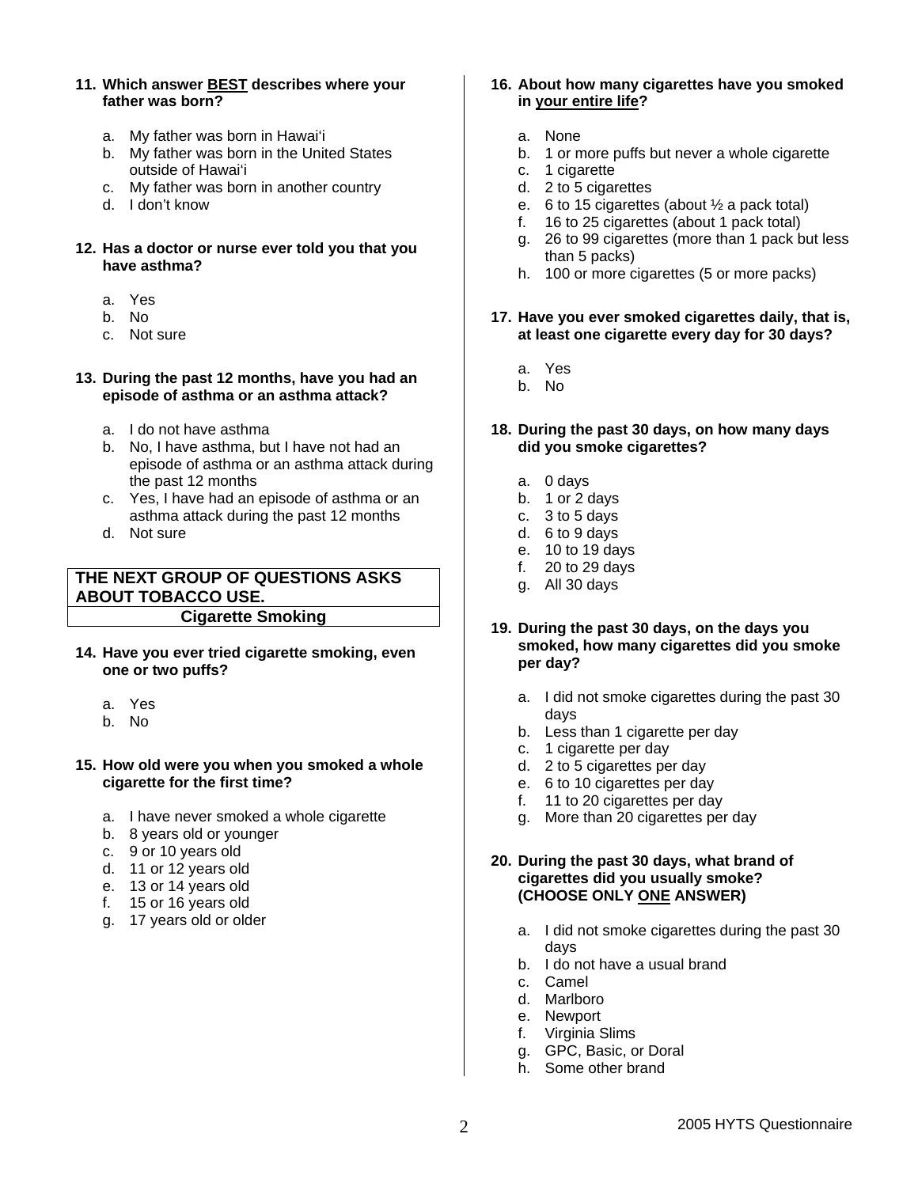**11. Which answer BEST describes where your father was born?**

a. My father was born in Hawai'i
b. My father was born in the United States outside of Hawai'i
c. My father was born in another country
d. I don't know

**12. Has a doctor or nurse ever told you that you have asthma?**

a. Yes
b. No
c. Not sure

**13. During the past 12 months, have you had an episode of asthma or an asthma attack?**

a. I do not have asthma
b. No, I have asthma, but I have not had an episode of asthma or an asthma attack during the past 12 months
c. Yes, I have had an episode of asthma or an asthma attack during the past 12 months
d. Not sure

## THE NEXT GROUP OF QUESTIONS ASKS ABOUT TOBACCO USE.

### Cigarette Smoking

**14. Have you ever tried cigarette smoking, even one or two puffs?**

a. Yes
b. No

**15. How old were you when you smoked a whole cigarette for the first time?**

a. I have never smoked a whole cigarette
b. 8 years old or younger
c. 9 or 10 years old
d. 11 or 12 years old
e. 13 or 14 years old
f. 15 or 16 years old
g. 17 years old or older

**16. About how many cigarettes have you smoked in your entire life?**

a. None
b. 1 or more puffs but never a whole cigarette
c. 1 cigarette
d. 2 to 5 cigarettes
e. 6 to 15 cigarettes (about ½ a pack total)
f. 16 to 25 cigarettes (about 1 pack total)
g. 26 to 99 cigarettes (more than 1 pack but less than 5 packs)
h. 100 or more cigarettes (5 or more packs)

**17. Have you ever smoked cigarettes daily, that is, at least one cigarette every day for 30 days?**

a. Yes
b. No

**18. During the past 30 days, on how many days did you smoke cigarettes?**

a. 0 days
b. 1 or 2 days
c. 3 to 5 days
d. 6 to 9 days
e. 10 to 19 days
f. 20 to 29 days
g. All 30 days

**19. During the past 30 days, on the days you smoked, how many cigarettes did you smoke per day?**

a. I did not smoke cigarettes during the past 30 days
b. Less than 1 cigarette per day
c. 1 cigarette per day
d. 2 to 5 cigarettes per day
e. 6 to 10 cigarettes per day
f. 11 to 20 cigarettes per day
g. More than 20 cigarettes per day

**20. During the past 30 days, what brand of cigarettes did you usually smoke? (CHOOSE ONLY ONE ANSWER)**

a. I did not smoke cigarettes during the past 30 days
b. I do not have a usual brand
c. Camel
d. Marlboro
e. Newport
f. Virginia Slims
g. GPC, Basic, or Doral
h. Some other brand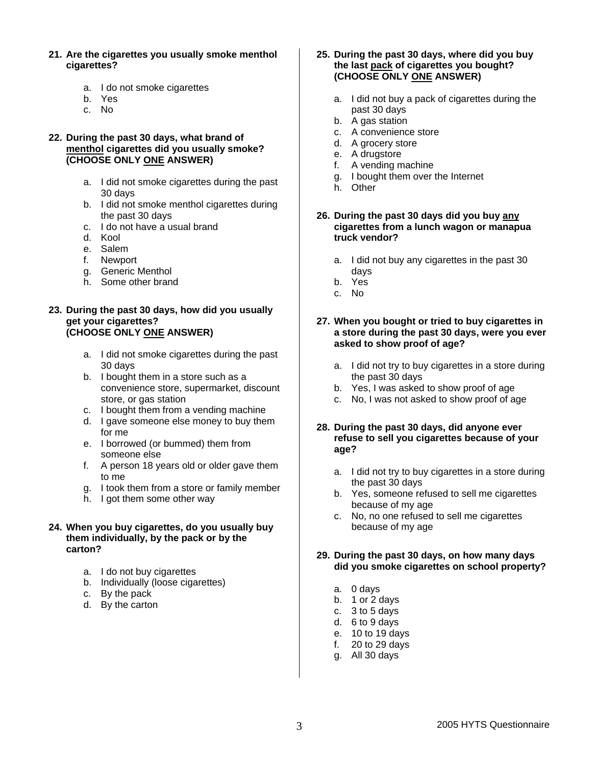**21. Are the cigarettes you usually smoke menthol cigarettes?**

a. I do not smoke cigarettes
b. Yes
c. No

**22. During the past 30 days, what brand of menthol cigarettes did you usually smoke? (CHOOSE ONLY ONE ANSWER)**

a. I did not smoke cigarettes during the past 30 days
b. I did not smoke menthol cigarettes during the past 30 days
c. I do not have a usual brand
d. Kool
e. Salem
f. Newport
g. Generic Menthol
h. Some other brand

**23. During the past 30 days, how did you usually get your cigarettes? (CHOOSE ONLY ONE ANSWER)**

a. I did not smoke cigarettes during the past 30 days
b. I bought them in a store such as a convenience store, supermarket, discount store, or gas station
c. I bought them from a vending machine
d. I gave someone else money to buy them for me
e. I borrowed (or bummed) them from someone else
f. A person 18 years old or older gave them to me
g. I took them from a store or family member
h. I got them some other way

**24. When you buy cigarettes, do you usually buy them individually, by the pack or by the carton?**

a. I do not buy cigarettes
b. Individually (loose cigarettes)
c. By the pack
d. By the carton

**25. During the past 30 days, where did you buy the last pack of cigarettes you bought? (CHOOSE ONLY ONE ANSWER)**

a. I did not buy a pack of cigarettes during the past 30 days
b. A gas station
c. A convenience store
d. A grocery store
e. A drugstore
f. A vending machine
g. I bought them over the Internet
h. Other

**26. During the past 30 days did you buy any cigarettes from a lunch wagon or manapua truck vendor?**

a. I did not buy any cigarettes in the past 30 days
b. Yes
c. No

**27. When you bought or tried to buy cigarettes in a store during the past 30 days, were you ever asked to show proof of age?**

a. I did not try to buy cigarettes in a store during the past 30 days
b. Yes, I was asked to show proof of age
c. No, I was not asked to show proof of age

**28. During the past 30 days, did anyone ever refuse to sell you cigarettes because of your age?**

a. I did not try to buy cigarettes in a store during the past 30 days
b. Yes, someone refused to sell me cigarettes because of my age
c. No, no one refused to sell me cigarettes because of my age

**29. During the past 30 days, on how many days did you smoke cigarettes on school property?**

a. 0 days
b. 1 or 2 days
c. 3 to 5 days
d. 6 to 9 days
e. 10 to 19 days
f. 20 to 29 days
g. All 30 days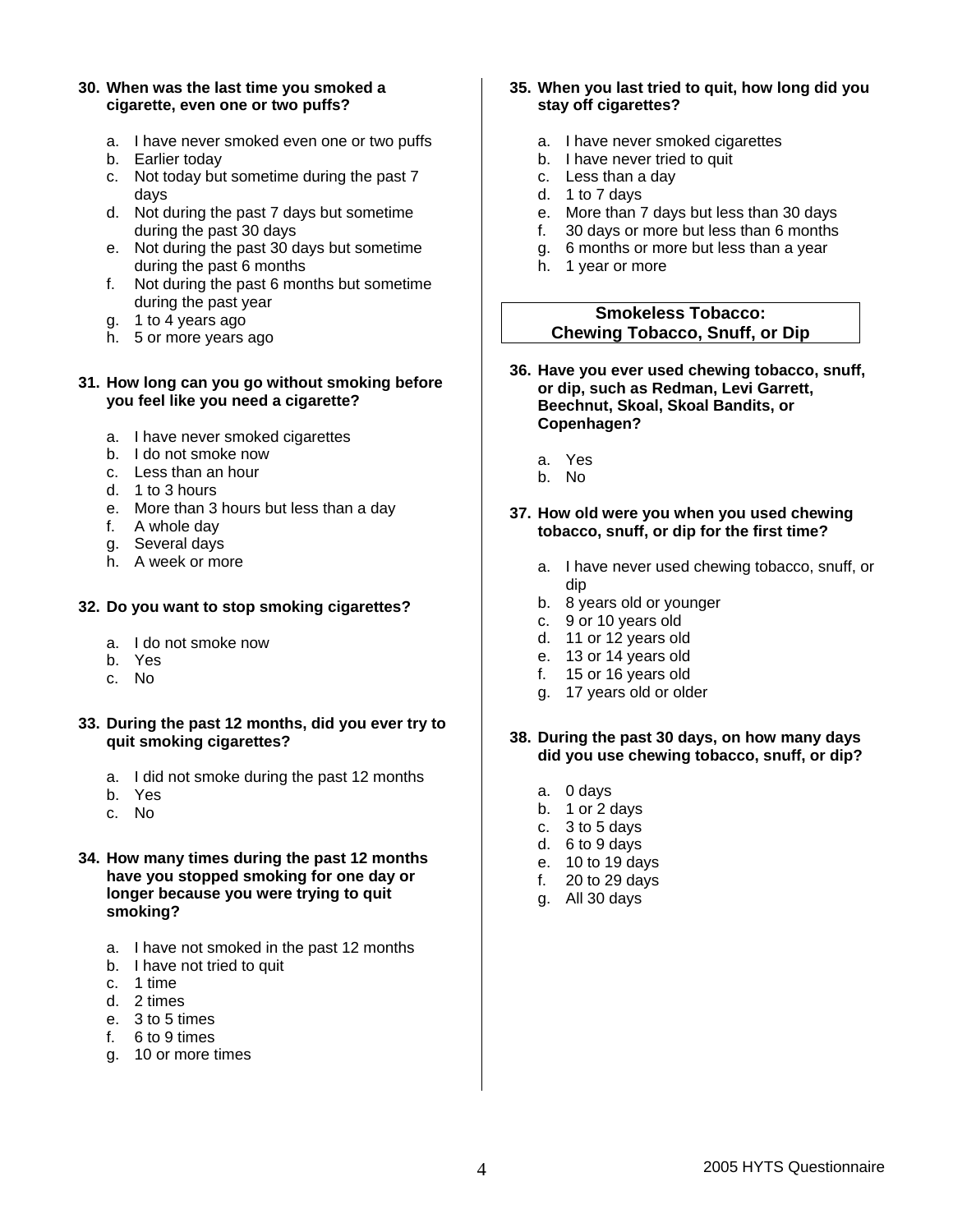**30. When was the last time you smoked a cigarette, even one or two puffs?**

a. I have never smoked even one or two puffs
b. Earlier today
c. Not today but sometime during the past 7 days
d. Not during the past 7 days but sometime during the past 30 days
e. Not during the past 30 days but sometime during the past 6 months
f. Not during the past 6 months but sometime during the past year
g. 1 to 4 years ago
h. 5 or more years ago

**31. How long can you go without smoking before you feel like you need a cigarette?**

a. I have never smoked cigarettes
b. I do not smoke now
c. Less than an hour
d. 1 to 3 hours
e. More than 3 hours but less than a day
f. A whole day
g. Several days
h. A week or more

**32. Do you want to stop smoking cigarettes?**

a. I do not smoke now
b. Yes
c. No

**33. During the past 12 months, did you ever try to quit smoking cigarettes?**

a. I did not smoke during the past 12 months
b. Yes
c. No

**34. How many times during the past 12 months have you stopped smoking for one day or longer because you were trying to quit smoking?**

a. I have not smoked in the past 12 months
b. I have not tried to quit
c. 1 time
d. 2 times
e. 3 to 5 times
f. 6 to 9 times
g. 10 or more times

**35. When you last tried to quit, how long did you stay off cigarettes?**

a. I have never smoked cigarettes
b. I have never tried to quit
c. Less than a day
d. 1 to 7 days
e. More than 7 days but less than 30 days
f. 30 days or more but less than 6 months
g. 6 months or more but less than a year
h. 1 year or more

## Smokeless Tobacco: Chewing Tobacco, Snuff, or Dip

**36. Have you ever used chewing tobacco, snuff, or dip, such as Redman, Levi Garrett, Beechnut, Skoal, Skoal Bandits, or Copenhagen?**

a. Yes
b. No

**37. How old were you when you used chewing tobacco, snuff, or dip for the first time?**

a. I have never used chewing tobacco, snuff, or dip
b. 8 years old or younger
c. 9 or 10 years old
d. 11 or 12 years old
e. 13 or 14 years old
f. 15 or 16 years old
g. 17 years old or older

**38. During the past 30 days, on how many days did you use chewing tobacco, snuff, or dip?**

a. 0 days
b. 1 or 2 days
c. 3 to 5 days
d. 6 to 9 days
e. 10 to 19 days
f. 20 to 29 days
g. All 30 days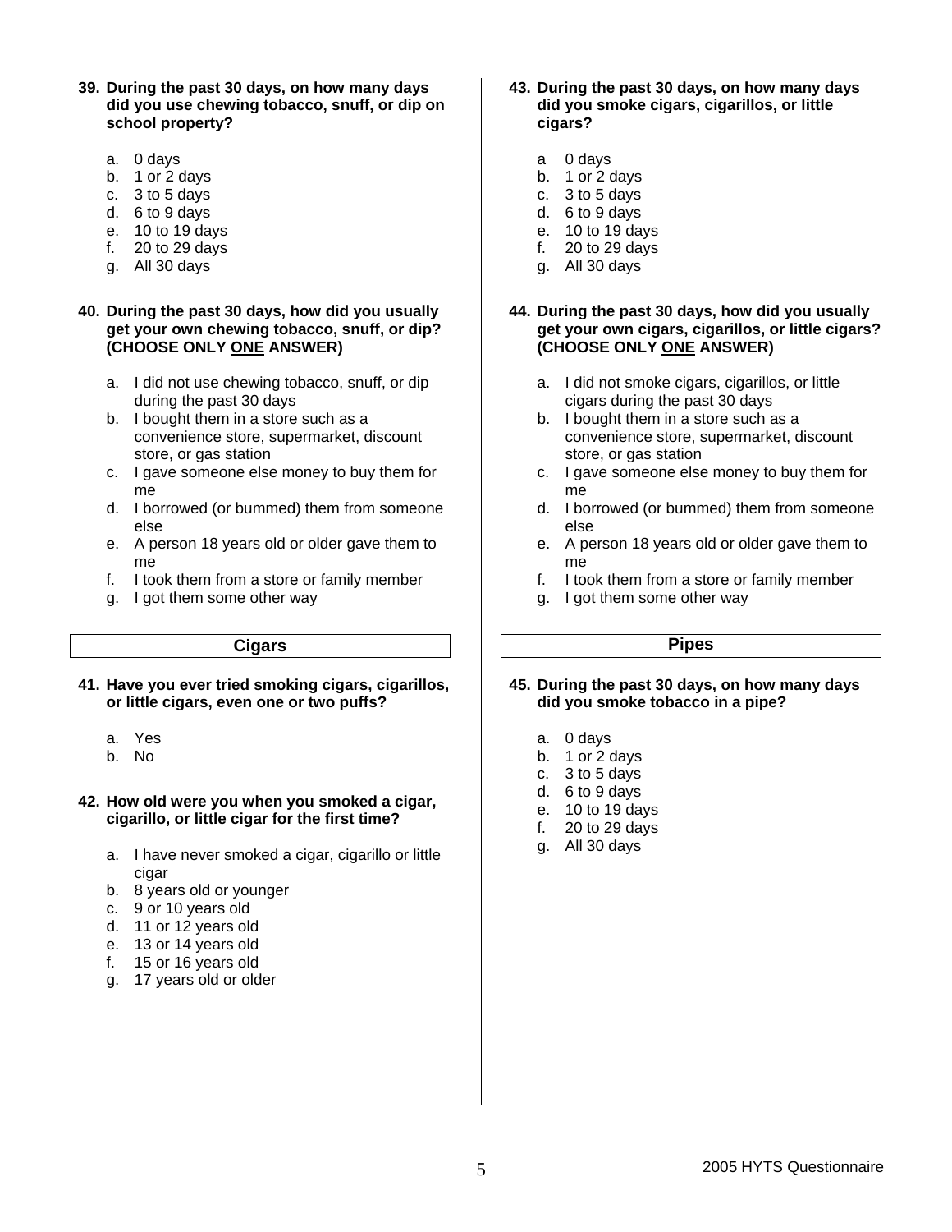**39. During the past 30 days, on how many days did you use chewing tobacco, snuff, or dip on school property?**

a. 0 days
b. 1 or 2 days
c. 3 to 5 days
d. 6 to 9 days
e. 10 to 19 days
f. 20 to 29 days
g. All 30 days

**40. During the past 30 days, how did you usually get your own chewing tobacco, snuff, or dip? (CHOOSE ONLY <u>ONE</u> ANSWER)**

a. I did not use chewing tobacco, snuff, or dip during the past 30 days
b. I bought them in a store such as a convenience store, supermarket, discount store, or gas station
c. I gave someone else money to buy them for me
d. I borrowed (or bummed) them from someone else
e. A person 18 years old or older gave them to me
f. I took them from a store or family member
g. I got them some other way

## Cigars

**41. Have you ever tried smoking cigars, cigarillos, or little cigars, even one or two puffs?**

a. Yes
b. No

**42. How old were you when you smoked a cigar, cigarillo, or little cigar for the first time?**

a. I have never smoked a cigar, cigarillo or little cigar
b. 8 years old or younger
c. 9 or 10 years old
d. 11 or 12 years old
e. 13 or 14 years old
f. 15 or 16 years old
g. 17 years old or older

**43. During the past 30 days, on how many days did you smoke cigars, cigarillos, or little cigars?**

a 0 days
b. 1 or 2 days
c. 3 to 5 days
d. 6 to 9 days
e. 10 to 19 days
f. 20 to 29 days
g. All 30 days

**44. During the past 30 days, how did you usually get your own cigars, cigarillos, or little cigars? (CHOOSE ONLY <u>ONE</u> ANSWER)**

a. I did not smoke cigars, cigarillos, or little cigars during the past 30 days
b. I bought them in a store such as a convenience store, supermarket, discount store, or gas station
c. I gave someone else money to buy them for me
d. I borrowed (or bummed) them from someone else
e. A person 18 years old or older gave them to me
f. I took them from a store or family member
g. I got them some other way

## Pipes

**45. During the past 30 days, on how many days did you smoke tobacco in a pipe?**

a. 0 days
b. 1 or 2 days
c. 3 to 5 days
d. 6 to 9 days
e. 10 to 19 days
f. 20 to 29 days
g. All 30 days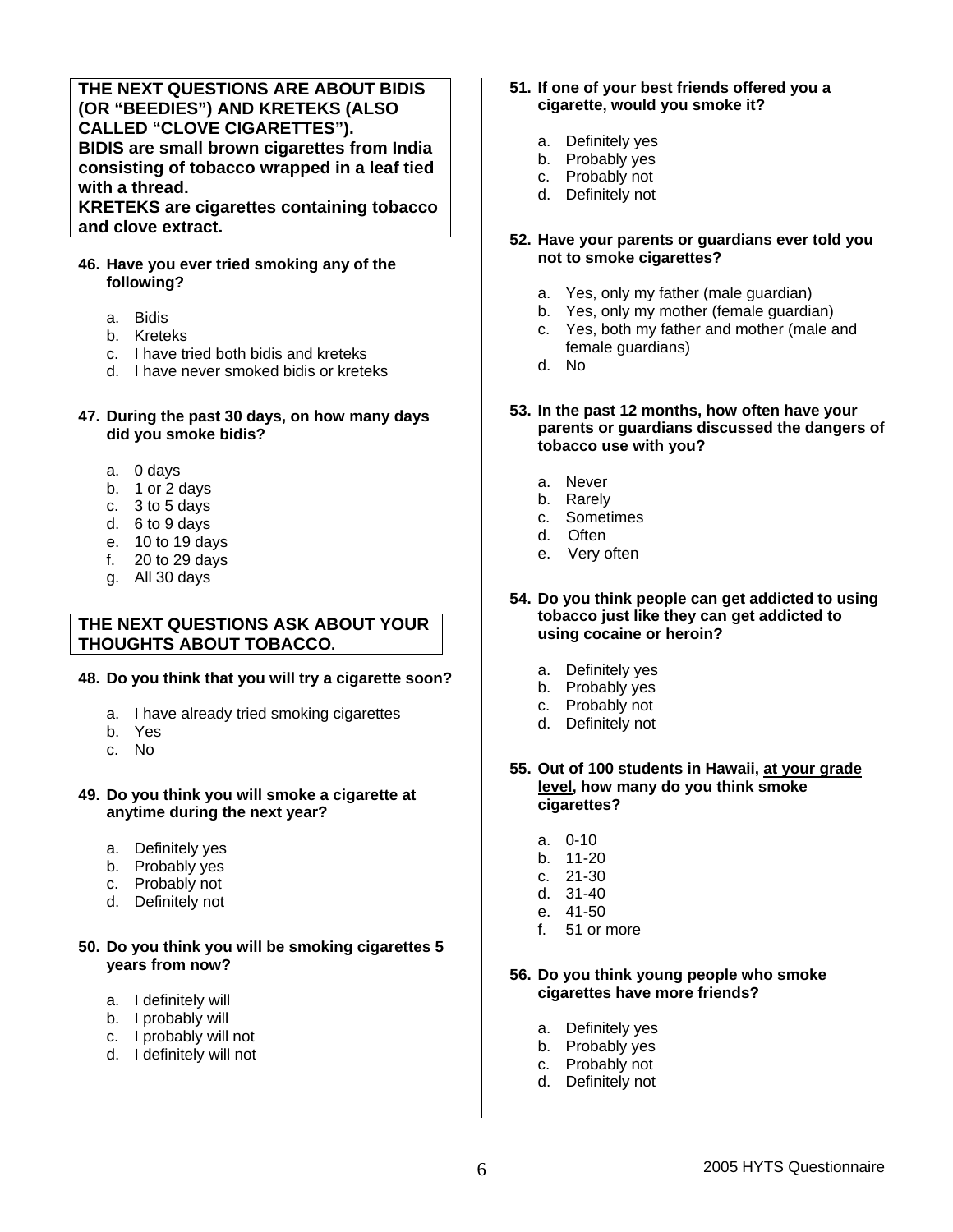**THE NEXT QUESTIONS ARE ABOUT BIDIS (OR "BEEDIES") AND KRETEKS (ALSO CALLED "CLOVE CIGARETTES").**
**BIDIS are small brown cigarettes from India consisting of tobacco wrapped in a leaf tied with a thread.**
**KRETEKS are cigarettes containing tobacco and clove extract.**

**46. Have you ever tried smoking any of the following?**

a. Bidis
b. Kreteks
c. I have tried both bidis and kreteks
d. I have never smoked bidis or kreteks

**47. During the past 30 days, on how many days did you smoke bidis?**

a. 0 days
b. 1 or 2 days
c. 3 to 5 days
d. 6 to 9 days
e. 10 to 19 days
f. 20 to 29 days
g. All 30 days

**THE NEXT QUESTIONS ASK ABOUT YOUR THOUGHTS ABOUT TOBACCO.**

**48. Do you think that you will try a cigarette soon?**

a. I have already tried smoking cigarettes
b. Yes
c. No

**49. Do you think you will smoke a cigarette at anytime during the next year?**

a. Definitely yes
b. Probably yes
c. Probably not
d. Definitely not

**50. Do you think you will be smoking cigarettes 5 years from now?**

a. I definitely will
b. I probably will
c. I probably will not
d. I definitely will not

**51. If one of your best friends offered you a cigarette, would you smoke it?**

a. Definitely yes
b. Probably yes
c. Probably not
d. Definitely not

**52. Have your parents or guardians ever told you not to smoke cigarettes?**

a. Yes, only my father (male guardian)
b. Yes, only my mother (female guardian)
c. Yes, both my father and mother (male and female guardians)
d. No

**53. In the past 12 months, how often have your parents or guardians discussed the dangers of tobacco use with you?**

a. Never
b. Rarely
c. Sometimes
d. Often
e. Very often

**54. Do you think people can get addicted to using tobacco just like they can get addicted to using cocaine or heroin?**

a. Definitely yes
b. Probably yes
c. Probably not
d. Definitely not

**55. Out of 100 students in Hawaii, <u>at your grade level</u>, how many do you think smoke cigarettes?**

a. 0-10
b. 11-20
c. 21-30
d. 31-40
e. 41-50
f. 51 or more

**56. Do you think young people who smoke cigarettes have more friends?**

a. Definitely yes
b. Probably yes
c. Probably not
d. Definitely not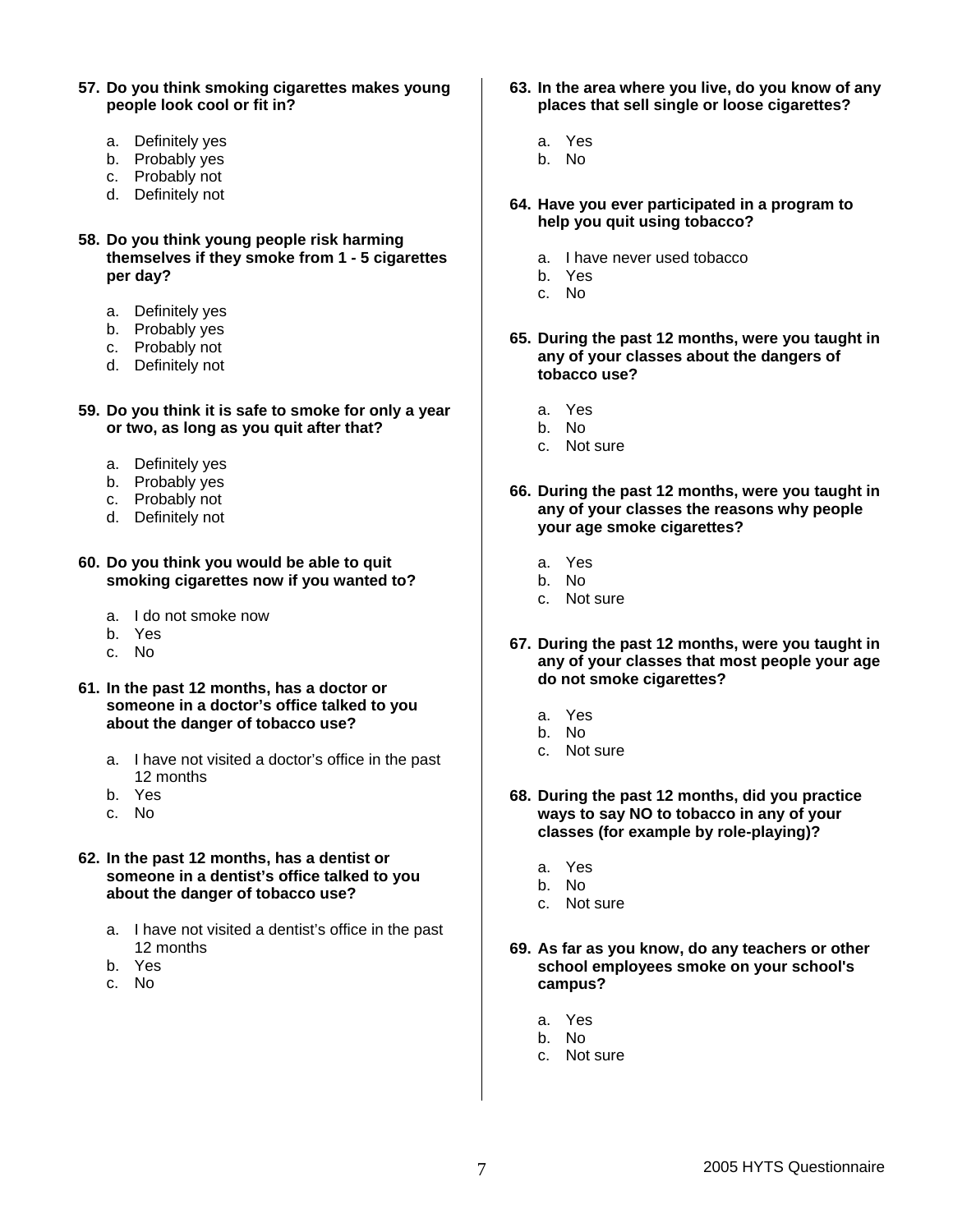**57. Do you think smoking cigarettes makes young people look cool or fit in?**

a. Definitely yes
b. Probably yes
c. Probably not
d. Definitely not

**58. Do you think young people risk harming themselves if they smoke from 1 - 5 cigarettes per day?**

a. Definitely yes
b. Probably yes
c. Probably not
d. Definitely not

**59. Do you think it is safe to smoke for only a year or two, as long as you quit after that?**

a. Definitely yes
b. Probably yes
c. Probably not
d. Definitely not

**60. Do you think you would be able to quit smoking cigarettes now if you wanted to?**

a. I do not smoke now
b. Yes
c. No

**61. In the past 12 months, has a doctor or someone in a doctor's office talked to you about the danger of tobacco use?**

a. I have not visited a doctor's office in the past 12 months
b. Yes
c. No

**62. In the past 12 months, has a dentist or someone in a dentist's office talked to you about the danger of tobacco use?**

a. I have not visited a dentist's office in the past 12 months
b. Yes
c. No

**63. In the area where you live, do you know of any places that sell single or loose cigarettes?**

a. Yes
b. No

**64. Have you ever participated in a program to help you quit using tobacco?**

a. I have never used tobacco
b. Yes
c. No

**65. During the past 12 months, were you taught in any of your classes about the dangers of tobacco use?**

a. Yes
b. No
c. Not sure

**66. During the past 12 months, were you taught in any of your classes the reasons why people your age smoke cigarettes?**

a. Yes
b. No
c. Not sure

**67. During the past 12 months, were you taught in any of your classes that most people your age do not smoke cigarettes?**

a. Yes
b. No
c. Not sure

**68. During the past 12 months, did you practice ways to say NO to tobacco in any of your classes (for example by role-playing)?**

a. Yes
b. No
c. Not sure

**69. As far as you know, do any teachers or other school employees smoke on your school's campus?**

a. Yes
b. No
c. Not sure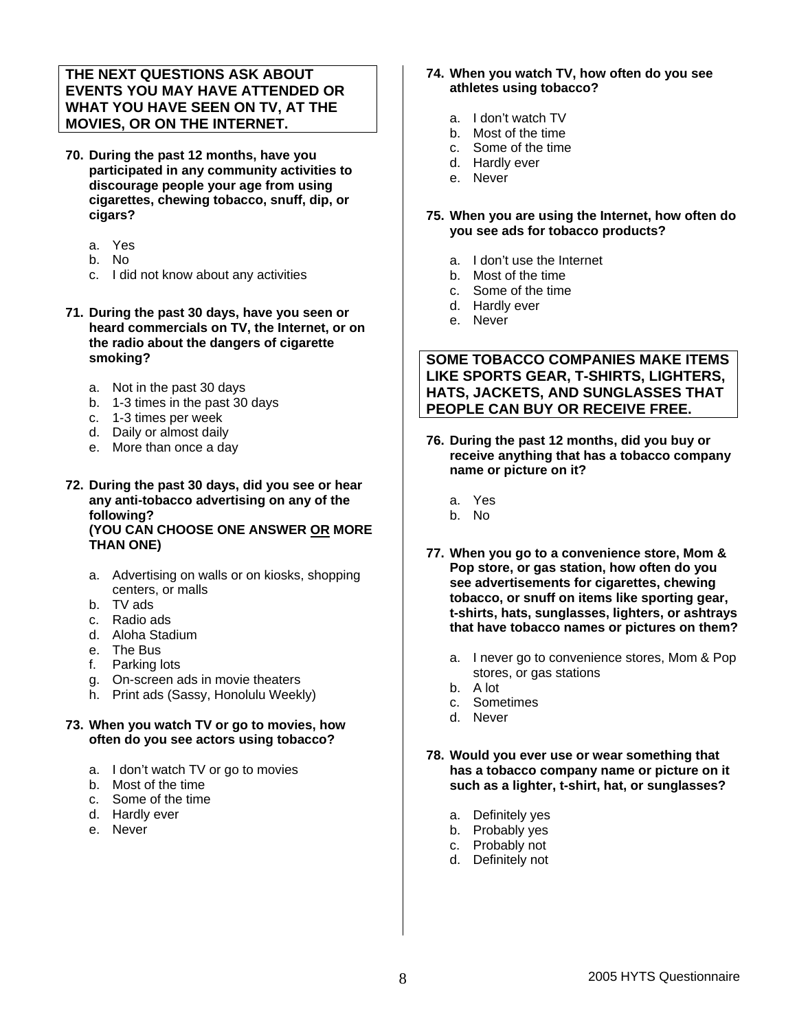**THE NEXT QUESTIONS ASK ABOUT EVENTS YOU MAY HAVE ATTENDED OR WHAT YOU HAVE SEEN ON TV, AT THE MOVIES, OR ON THE INTERNET.**

**70. During the past 12 months, have you participated in any community activities to discourage people your age from using cigarettes, chewing tobacco, snuff, dip, or cigars?**

a. Yes
b. No
c. I did not know about any activities

**71. During the past 30 days, have you seen or heard commercials on TV, the Internet, or on the radio about the dangers of cigarette smoking?**

a. Not in the past 30 days
b. 1-3 times in the past 30 days
c. 1-3 times per week
d. Daily or almost daily
e. More than once a day

**72. During the past 30 days, did you see or hear any anti-tobacco advertising on any of the following? (YOU CAN CHOOSE ONE ANSWER <u>OR</u> MORE THAN ONE)**

a. Advertising on walls or on kiosks, shopping centers, or malls
b. TV ads
c. Radio ads
d. Aloha Stadium
e. The Bus
f. Parking lots
g. On-screen ads in movie theaters
h. Print ads (Sassy, Honolulu Weekly)

**73. When you watch TV or go to movies, how often do you see actors using tobacco?**

a. I don't watch TV or go to movies
b. Most of the time
c. Some of the time
d. Hardly ever
e. Never

**74. When you watch TV, how often do you see athletes using tobacco?**

a. I don't watch TV
b. Most of the time
c. Some of the time
d. Hardly ever
e. Never

**75. When you are using the Internet, how often do you see ads for tobacco products?**

a. I don't use the Internet
b. Most of the time
c. Some of the time
d. Hardly ever
e. Never

**SOME TOBACCO COMPANIES MAKE ITEMS LIKE SPORTS GEAR, T-SHIRTS, LIGHTERS, HATS, JACKETS, AND SUNGLASSES THAT PEOPLE CAN BUY OR RECEIVE FREE.**

**76. During the past 12 months, did you buy or receive anything that has a tobacco company name or picture on it?**

a. Yes
b. No

**77. When you go to a convenience store, Mom & Pop store, or gas station, how often do you see advertisements for cigarettes, chewing tobacco, or snuff on items like sporting gear, t-shirts, hats, sunglasses, lighters, or ashtrays that have tobacco names or pictures on them?**

a. I never go to convenience stores, Mom & Pop stores, or gas stations
b. A lot
c. Sometimes
d. Never

**78. Would you ever use or wear something that has a tobacco company name or picture on it such as a lighter, t-shirt, hat, or sunglasses?**

a. Definitely yes
b. Probably yes
c. Probably not
d. Definitely not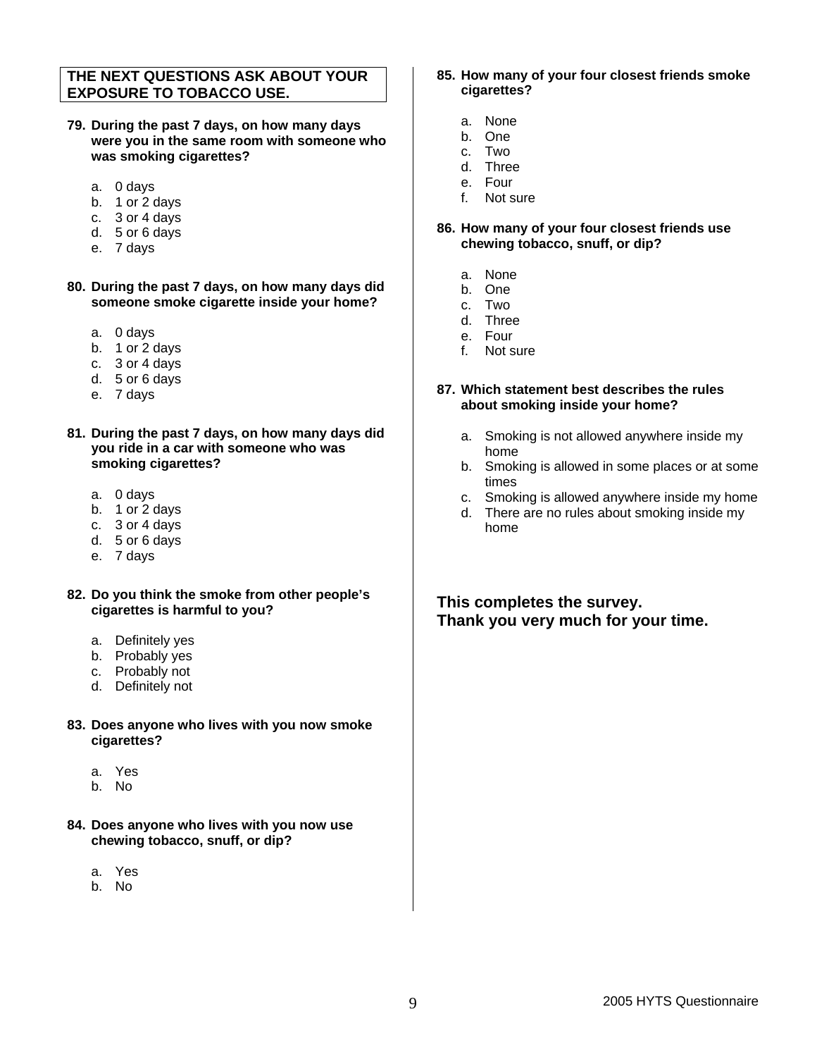**THE NEXT QUESTIONS ASK ABOUT YOUR EXPOSURE TO TOBACCO USE.**

**79. During the past 7 days, on how many days were you in the same room with someone who was smoking cigarettes?**

a. 0 days
b. 1 or 2 days
c. 3 or 4 days
d. 5 or 6 days
e. 7 days

**80. During the past 7 days, on how many days did someone smoke cigarette inside your home?**

a. 0 days
b. 1 or 2 days
c. 3 or 4 days
d. 5 or 6 days
e. 7 days

**81. During the past 7 days, on how many days did you ride in a car with someone who was smoking cigarettes?**

a. 0 days
b. 1 or 2 days
c. 3 or 4 days
d. 5 or 6 days
e. 7 days

**82. Do you think the smoke from other people's cigarettes is harmful to you?**

a. Definitely yes
b. Probably yes
c. Probably not
d. Definitely not

**83. Does anyone who lives with you now smoke cigarettes?**

a. Yes
b. No

**84. Does anyone who lives with you now use chewing tobacco, snuff, or dip?**

a. Yes
b. No

**85. How many of your four closest friends smoke cigarettes?**

a. None
b. One
c. Two
d. Three
e. Four
f. Not sure

**86. How many of your four closest friends use chewing tobacco, snuff, or dip?**

a. None
b. One
c. Two
d. Three
e. Four
f. Not sure

**87. Which statement best describes the rules about smoking inside your home?**

a. Smoking is not allowed anywhere inside my home
b. Smoking is allowed in some places or at some times
c. Smoking is allowed anywhere inside my home
d. There are no rules about smoking inside my home

**This completes the survey.**
**Thank you very much for your time.**